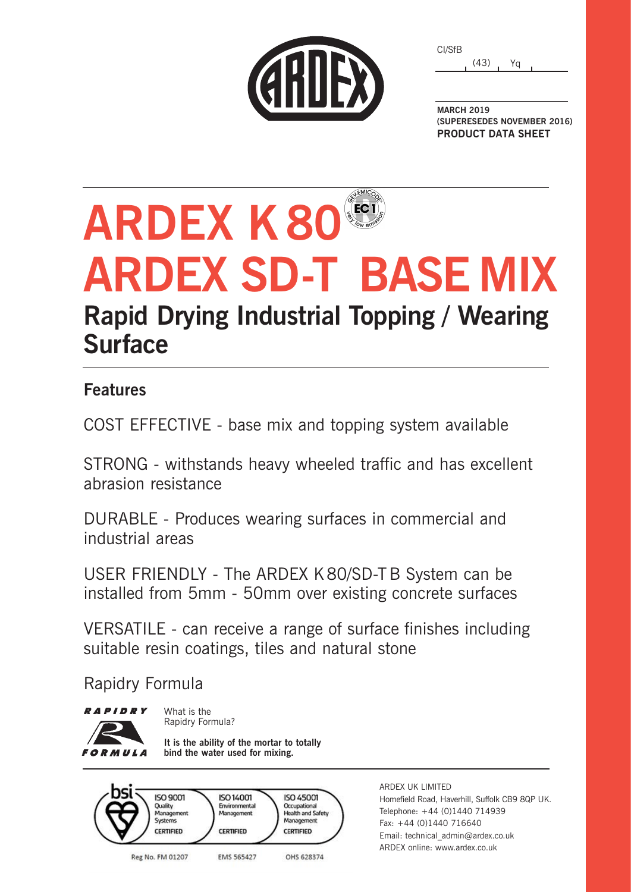CI/SfB

(43) Yq

**MARCH 2019**
**(SUPERESEDES NOVEMBER 2016)**
**PRODUCT DATA SHEET**

# ARDEX K 80
# ARDEX SD-T BASE MIX

## Rapid Drying Industrial Topping / Wearing Surface

### Features

COST EFFECTIVE - base mix and topping system available

STRONG - withstands heavy wheeled traffic and has excellent abrasion resistance

DURABLE - Produces wearing surfaces in commercial and industrial areas

USER FRIENDLY - The ARDEX K 80/SD-T B System can be installed from 5mm - 50mm over existing concrete surfaces

VERSATILE - can receive a range of surface finishes including suitable resin coatings, tiles and natural stone

Rapidry Formula

What is the Rapidry Formula?

**It is the ability of the mortar to totally bind the water used for mixing.**

ISO 9001 Quality Management Systems CERTIFIED — Reg No. FM 01207
ISO 14001 Environmental Management CERTIFIED — EMS 565427
ISO 45001 Occupational Health and Safety Management CERTIFIED — OHS 628374

ARDEX UK LIMITED
Homefield Road, Haverhill, Suffolk CB9 8QP UK.
Telephone: +44 (0)1440 714939
Fax: +44 (0)1440 716640
Email: technical_admin@ardex.co.uk
ARDEX online: www.ardex.co.uk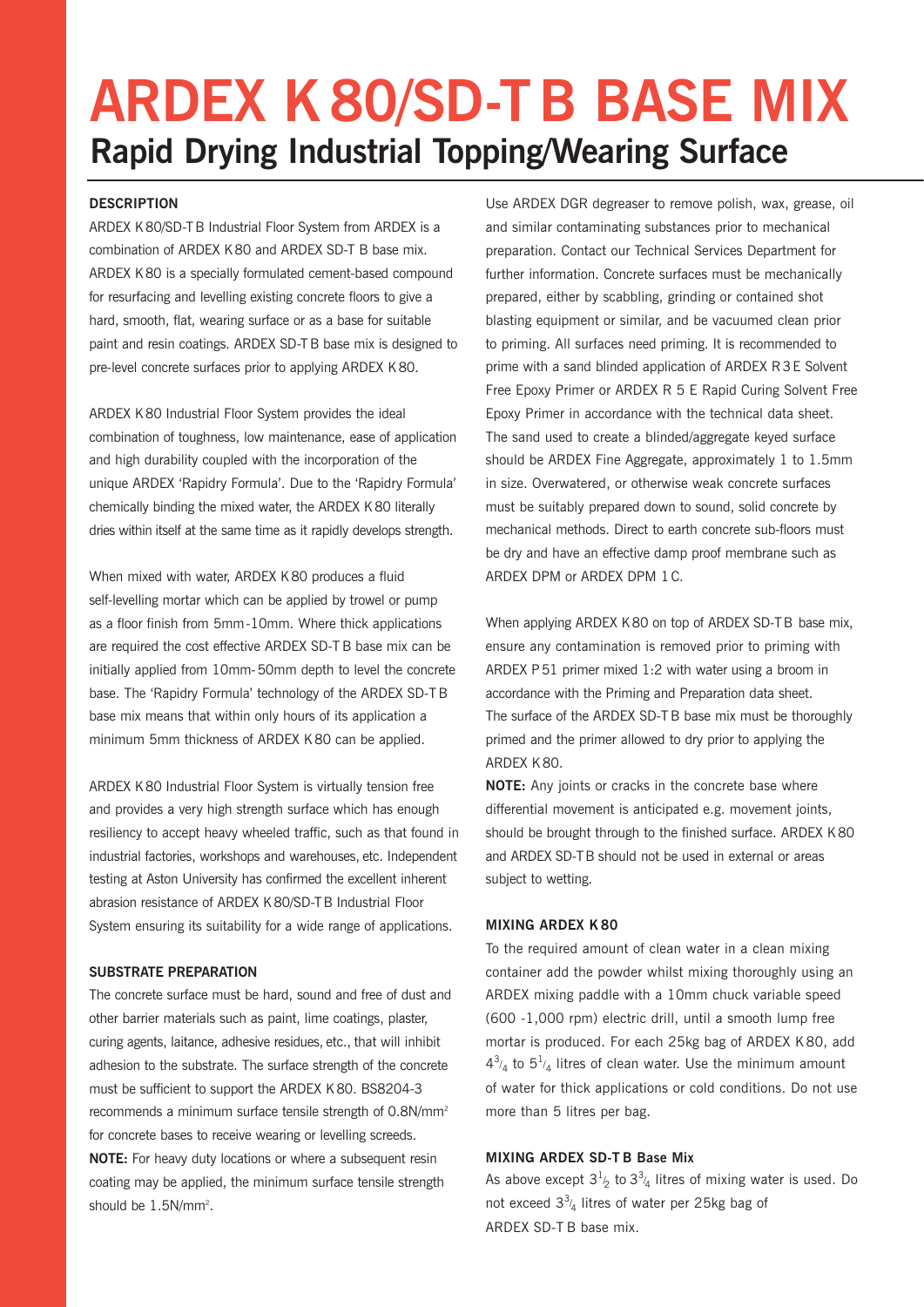# ARDEX K 80/SD-T B BASE MIX

## Rapid Drying Industrial Topping/Wearing Surface

### DESCRIPTION

ARDEX K 80/SD-T B Industrial Floor System from ARDEX is a combination of ARDEX K 80 and ARDEX SD-T B base mix. ARDEX K 80 is a specially formulated cement-based compound for resurfacing and levelling existing concrete floors to give a hard, smooth, flat, wearing surface or as a base for suitable paint and resin coatings. ARDEX SD-T B base mix is designed to pre-level concrete surfaces prior to applying ARDEX K 80.

ARDEX K 80 Industrial Floor System provides the ideal combination of toughness, low maintenance, ease of application and high durability coupled with the incorporation of the unique ARDEX 'Rapidry Formula'. Due to the 'Rapidry Formula' chemically binding the mixed water, the ARDEX K 80 literally dries within itself at the same time as it rapidly develops strength.

When mixed with water, ARDEX K 80 produces a fluid self-levelling mortar which can be applied by trowel or pump as a floor finish from 5mm-10mm. Where thick applications are required the cost effective ARDEX SD-T B base mix can be initially applied from 10mm-50mm depth to level the concrete base. The 'Rapidry Formula' technology of the ARDEX SD-T B base mix means that within only hours of its application a minimum 5mm thickness of ARDEX K 80 can be applied.

ARDEX K 80 Industrial Floor System is virtually tension free and provides a very high strength surface which has enough resiliency to accept heavy wheeled traffic, such as that found in industrial factories, workshops and warehouses, etc. Independent testing at Aston University has confirmed the excellent inherent abrasion resistance of ARDEX K 80/SD-T B Industrial Floor System ensuring its suitability for a wide range of applications.

### SUBSTRATE PREPARATION

The concrete surface must be hard, sound and free of dust and other barrier materials such as paint, lime coatings, plaster, curing agents, laitance, adhesive residues, etc., that will inhibit adhesion to the substrate. The surface strength of the concrete must be sufficient to support the ARDEX K 80. BS8204-3 recommends a minimum surface tensile strength of 0.8N/mm$^2$ for concrete bases to receive wearing or levelling screeds.

**NOTE:** For heavy duty locations or where a subsequent resin coating may be applied, the minimum surface tensile strength should be 1.5N/mm$^2$.

Use ARDEX DGR degreaser to remove polish, wax, grease, oil and similar contaminating substances prior to mechanical preparation. Contact our Technical Services Department for further information. Concrete surfaces must be mechanically prepared, either by scabbling, grinding or contained shot blasting equipment or similar, and be vacuumed clean prior to priming. All surfaces need priming. It is recommended to prime with a sand blinded application of ARDEX R 3 E Solvent Free Epoxy Primer or ARDEX R 5 E Rapid Curing Solvent Free Epoxy Primer in accordance with the technical data sheet. The sand used to create a blinded/aggregate keyed surface should be ARDEX Fine Aggregate, approximately 1 to 1.5mm in size. Overwatered, or otherwise weak concrete surfaces must be suitably prepared down to sound, solid concrete by mechanical methods. Direct to earth concrete sub-floors must be dry and have an effective damp proof membrane such as ARDEX DPM or ARDEX DPM 1 C.

When applying ARDEX K 80 on top of ARDEX SD-T B base mix, ensure any contamination is removed prior to priming with ARDEX P 51 primer mixed 1:2 with water using a broom in accordance with the Priming and Preparation data sheet. The surface of the ARDEX SD-T B base mix must be thoroughly primed and the primer allowed to dry prior to applying the ARDEX K 80.

**NOTE:** Any joints or cracks in the concrete base where differential movement is anticipated e.g. movement joints, should be brought through to the finished surface. ARDEX K 80 and ARDEX SD-T B should not be used in external or areas subject to wetting.

### MIXING ARDEX K 80

To the required amount of clean water in a clean mixing container add the powder whilst mixing thoroughly using an ARDEX mixing paddle with a 10mm chuck variable speed (600 -1,000 rpm) electric drill, until a smooth lump free mortar is produced. For each 25kg bag of ARDEX K 80, add $4\frac{3}{4}$ to $5\frac{1}{4}$ litres of clean water. Use the minimum amount of water for thick applications or cold conditions. Do not use more than 5 litres per bag.

### MIXING ARDEX SD-T B Base Mix

As above except $3\frac{1}{2}$ to $3\frac{3}{4}$ litres of mixing water is used. Do not exceed $3\frac{3}{4}$ litres of water per 25kg bag of ARDEX SD-T B base mix.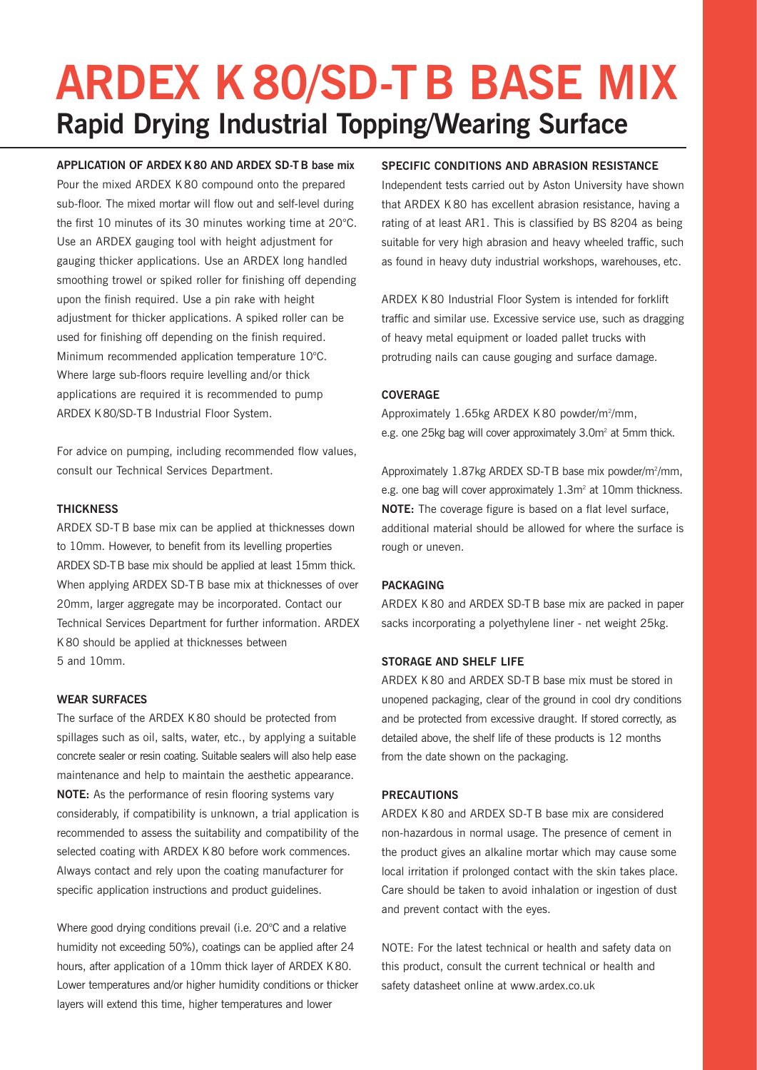# ARDEX K 80/SD-T B BASE MIX

## Rapid Drying Industrial Topping/Wearing Surface

**APPLICATION OF ARDEX K 80 AND ARDEX SD-T B base mix**

Pour the mixed ARDEX K 80 compound onto the prepared sub-floor. The mixed mortar will flow out and self-level during the first 10 minutes of its 30 minutes working time at 20°C. Use an ARDEX gauging tool with height adjustment for gauging thicker applications. Use an ARDEX long handled smoothing trowel or spiked roller for finishing off depending upon the finish required. Use a pin rake with height adjustment for thicker applications. A spiked roller can be used for finishing off depending on the finish required. Minimum recommended application temperature 10°C. Where large sub-floors require levelling and/or thick applications are required it is recommended to pump ARDEX K 80/SD-T B Industrial Floor System.

For advice on pumping, including recommended flow values, consult our Technical Services Department.

**THICKNESS**

ARDEX SD-T B base mix can be applied at thicknesses down to 10mm. However, to benefit from its levelling properties ARDEX SD-T B base mix should be applied at least 15mm thick. When applying ARDEX SD-T B base mix at thicknesses of over 20mm, larger aggregate may be incorporated. Contact our Technical Services Department for further information. ARDEX K 80 should be applied at thicknesses between 5 and 10mm.

**WEAR SURFACES**

The surface of the ARDEX K 80 should be protected from spillages such as oil, salts, water, etc., by applying a suitable concrete sealer or resin coating. Suitable sealers will also help ease maintenance and help to maintain the aesthetic appearance. **NOTE:** As the performance of resin flooring systems vary considerably, if compatibility is unknown, a trial application is recommended to assess the suitability and compatibility of the selected coating with ARDEX K 80 before work commences. Always contact and rely upon the coating manufacturer for specific application instructions and product guidelines.

Where good drying conditions prevail (i.e. 20°C and a relative humidity not exceeding 50%), coatings can be applied after 24 hours, after application of a 10mm thick layer of ARDEX K 80. Lower temperatures and/or higher humidity conditions or thicker layers will extend this time, higher temperatures and lower

**SPECIFIC CONDITIONS AND ABRASION RESISTANCE**

Independent tests carried out by Aston University have shown that ARDEX K 80 has excellent abrasion resistance, having a rating of at least AR1. This is classified by BS 8204 as being suitable for very high abrasion and heavy wheeled traffic, such as found in heavy duty industrial workshops, warehouses, etc.

ARDEX K 80 Industrial Floor System is intended for forklift traffic and similar use. Excessive service use, such as dragging of heavy metal equipment or loaded pallet trucks with protruding nails can cause gouging and surface damage.

**COVERAGE**

Approximately 1.65kg ARDEX K 80 powder/m²/mm, e.g. one 25kg bag will cover approximately 3.0m² at 5mm thick.

Approximately 1.87kg ARDEX SD-T B base mix powder/m²/mm, e.g. one bag will cover approximately 1.3m² at 10mm thickness. **NOTE:** The coverage figure is based on a flat level surface, additional material should be allowed for where the surface is rough or uneven.

**PACKAGING**

ARDEX K 80 and ARDEX SD-T B base mix are packed in paper sacks incorporating a polyethylene liner - net weight 25kg.

**STORAGE AND SHELF LIFE**

ARDEX K 80 and ARDEX SD-T B base mix must be stored in unopened packaging, clear of the ground in cool dry conditions and be protected from excessive draught. If stored correctly, as detailed above, the shelf life of these products is 12 months from the date shown on the packaging.

**PRECAUTIONS**

ARDEX K 80 and ARDEX SD-T B base mix are considered non-hazardous in normal usage. The presence of cement in the product gives an alkaline mortar which may cause some local irritation if prolonged contact with the skin takes place. Care should be taken to avoid inhalation or ingestion of dust and prevent contact with the eyes.

NOTE: For the latest technical or health and safety data on this product, consult the current technical or health and safety datasheet online at www.ardex.co.uk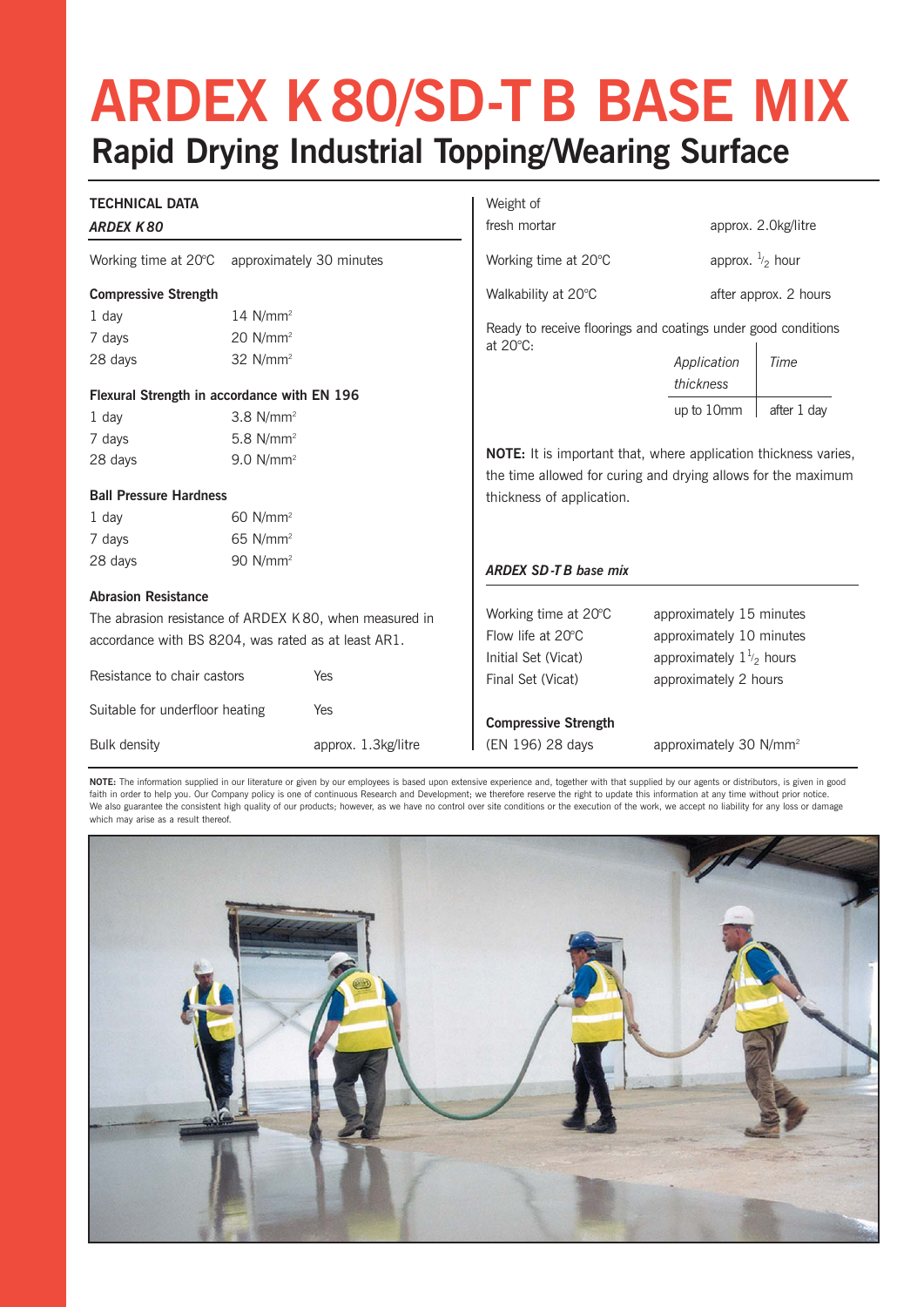# ARDEX K 80/SD-T B BASE MIX

## Rapid Drying Industrial Topping/Wearing Surface

### TECHNICAL DATA

***ARDEX K 80***

Working time at 20°C approximately 30 minutes

**Compressive Strength**

| | |
|---|---|
| 1 day | 14 N/mm² |
| 7 days | 20 N/mm² |
| 28 days | 32 N/mm² |

**Flexural Strength in accordance with EN 196**

| | |
|---|---|
| 1 day | 3.8 N/mm² |
| 7 days | 5.8 N/mm² |
| 28 days | 9.0 N/mm² |

**Ball Pressure Hardness**

| | |
|---|---|
| 1 day | 60 N/mm² |
| 7 days | 65 N/mm² |
| 28 days | 90 N/mm² |

**Abrasion Resistance**

The abrasion resistance of ARDEX K 80, when measured in accordance with BS 8204, was rated as at least AR1.

| | |
|---|---|
| Resistance to chair castors | Yes |
| Suitable for underfloor heating | Yes |
| Bulk density | approx. 1.3kg/litre |
| Weight of fresh mortar | approx. 2.0kg/litre |
| Working time at 20°C | approx. ½ hour |
| Walkability at 20°C | after approx. 2 hours |

Ready to receive floorings and coatings under good conditions at 20°C:

| *Application thickness* | *Time* |
|---|---|
| up to 10mm | after 1 day |

**NOTE:** It is important that, where application thickness varies, the time allowed for curing and drying allows for the maximum thickness of application.

***ARDEX SD-T B base mix***

| | |
|---|---|
| Working time at 20°C | approximately 15 minutes |
| Flow life at 20°C | approximately 10 minutes |
| Initial Set (Vicat) | approximately 1½ hours |
| Final Set (Vicat) | approximately 2 hours |

**Compressive Strength**

(EN 196) 28 days approximately 30 N/mm²

**NOTE:** The information supplied in our literature or given by our employees is based upon extensive experience and, together with that supplied by our agents or distributors, is given in good faith in order to help you. Our Company policy is one of continuous Research and Development; we therefore reserve the right to update this information at any time without prior notice. We also guarantee the consistent high quality of our products; however, as we have no control over site conditions or the execution of the work, we accept no liability for any loss or damage which may arise as a result thereof.